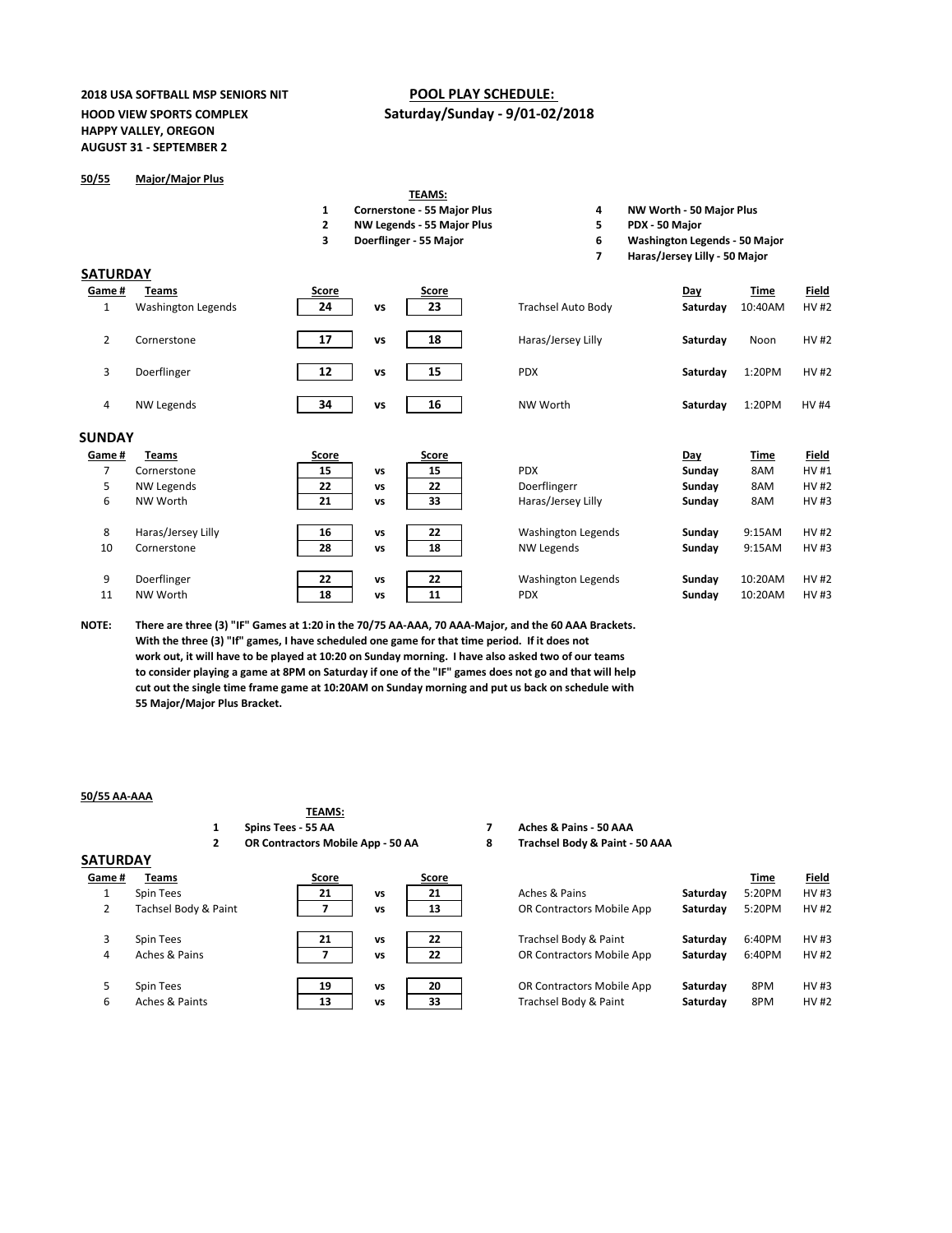**2018 USA SOFTBALL MSP SENIORS NIT**
**HOOD VIEW SPORTS COMPLEX**
**HAPPY VALLEY, OREGON**
**AUGUST 31 - SEPTEMBER 2**

**POOL PLAY SCHEDULE:**
**Saturday/Sunday - 9/01-02/2018**

**50/55** **Major/Major Plus**

**TEAMS:**

1. **Cornerstone - 55 Major Plus**
2. **NW Legends - 55 Major Plus**
3. **Doerflinger - 55 Major**
4. **NW Worth - 50 Major Plus**
5. **PDX - 50 Major**
6. **Washington Legends - 50 Major**
7. **Haras/Jersey Lilly - 50 Major**

## SATURDAY

| Game # | Teams | Score | | Score | | Day | Time | Field |
|---|---|---|---|---|---|---|---|---|
| 1 | Washington Legends | 24 | vs | 23 | Trachsel Auto Body | Saturday | 10:40AM | HV #2 |
| 2 | Cornerstone | 17 | vs | 18 | Haras/Jersey Lilly | Saturday | Noon | HV #2 |
| 3 | Doerflinger | 12 | vs | 15 | PDX | Saturday | 1:20PM | HV #2 |
| 4 | NW Legends | 34 | vs | 16 | NW Worth | Saturday | 1:20PM | HV #4 |

## SUNDAY

| Game # | Teams | Score | | Score | | Day | Time | Field |
|---|---|---|---|---|---|---|---|---|
| 7 | Cornerstone | 15 | vs | 15 | PDX | Sunday | 8AM | HV #1 |
| 5 | NW Legends | 22 | vs | 22 | Doerflingerr | Sunday | 8AM | HV #2 |
| 6 | NW Worth | 21 | vs | 33 | Haras/Jersey Lilly | Sunday | 8AM | HV #3 |
| 8 | Haras/Jersey Lilly | 16 | vs | 22 | Washington Legends | Sunday | 9:15AM | HV #2 |
| 10 | Cornerstone | 28 | vs | 18 | NW Legends | Sunday | 9:15AM | HV #3 |
| 9 | Doerflinger | 22 | vs | 22 | Washington Legends | Sunday | 10:20AM | HV #2 |
| 11 | NW Worth | 18 | vs | 11 | PDX | Sunday | 10:20AM | HV #3 |

**NOTE: There are three (3) "IF" Games at 1:20 in the 70/75 AA-AAA, 70 AAA-Major, and the 60 AAA Brackets. With the three (3) "If" games, I have scheduled one game for that time period. If it does not work out, it will have to be played at 10:20 on Sunday morning. I have also asked two of our teams to consider playing a game at 8PM on Saturday if one of the "IF" games does not go and that will help cut out the single time frame game at 10:20AM on Sunday morning and put us back on schedule with 55 Major/Major Plus Bracket.**

**50/55 AA-AAA**

**TEAMS:**

1. **Spins Tees - 55 AA**
2. **OR Contractors Mobile App - 50 AA**
7. **Aches & Pains - 50 AAA**
8. **Trachsel Body & Paint - 50 AAA**

## SATURDAY

| Game # | Teams | Score | | Score | | | Time | Field |
|---|---|---|---|---|---|---|---|---|
| 1 | Spin Tees | 21 | vs | 21 | Aches & Pains | Saturday | 5:20PM | HV #3 |
| 2 | Tachsel Body & Paint | 7 | vs | 13 | OR Contractors Mobile App | Saturday | 5:20PM | HV #2 |
| 3 | Spin Tees | 21 | vs | 22 | Trachsel Body & Paint | Saturday | 6:40PM | HV #3 |
| 4 | Aches & Pains | 7 | vs | 22 | OR Contractors Mobile App | Saturday | 6:40PM | HV #2 |
| 5 | Spin Tees | 19 | vs | 20 | OR Contractors Mobile App | Saturday | 8PM | HV #3 |
| 6 | Aches & Paints | 13 | vs | 33 | Trachsel Body & Paint | Saturday | 8PM | HV #2 |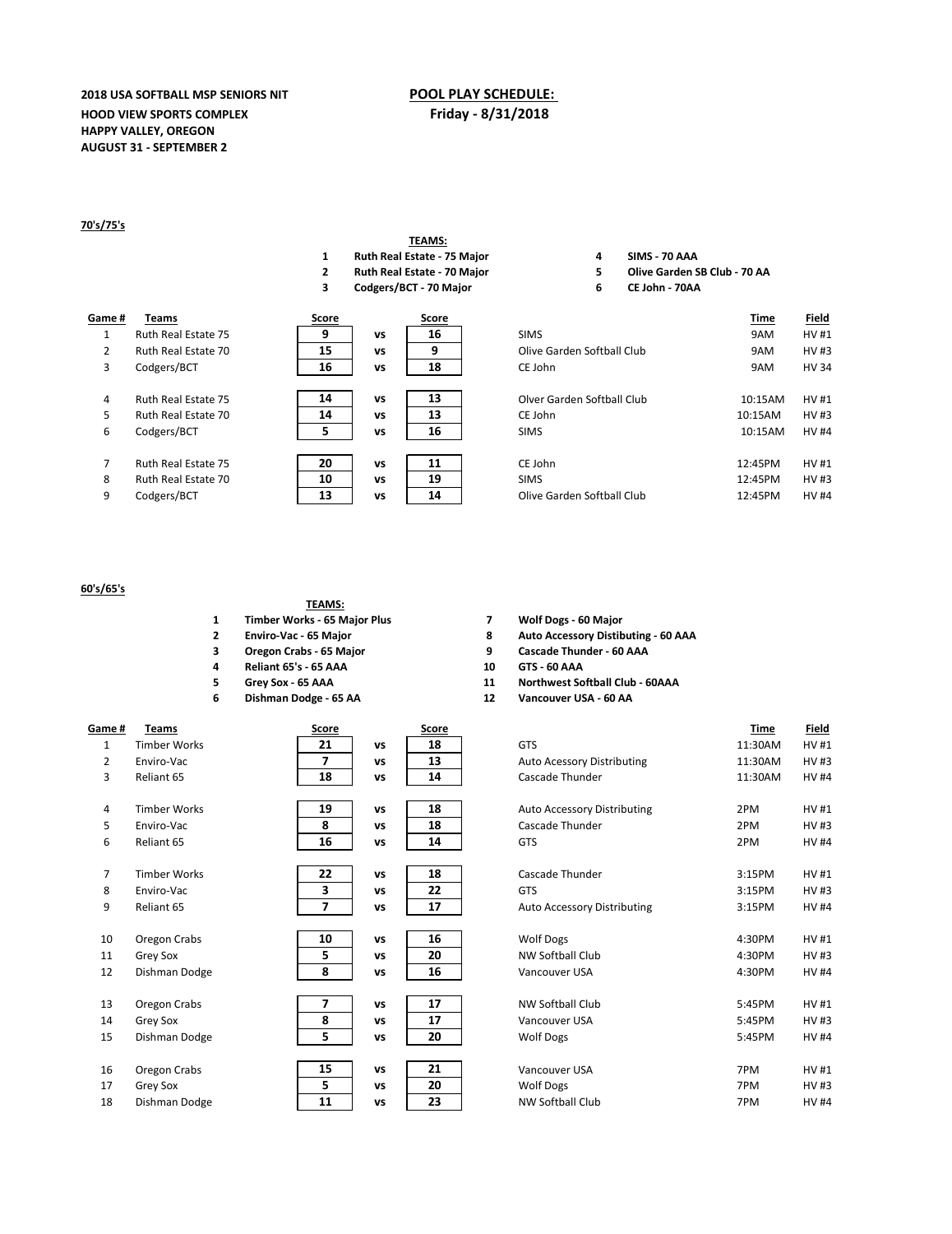**2018 USA SOFTBALL MSP SENIORS NIT**
**HOOD VIEW SPORTS COMPLEX**
**HAPPY VALLEY, OREGON**
**AUGUST 31 - SEPTEMBER 2**

**POOL PLAY SCHEDULE:**
**Friday - 8/31/2018**

**70's/75's**

**TEAMS:**

1. **Ruth Real Estate - 75 Major**
2. **Ruth Real Estate - 70 Major**
3. **Codgers/BCT - 70 Major**
4. **SIMS - 70 AAA**
5. **Olive Garden SB Club - 70 AA**
6. **CE John - 70AA**

| Game # | Teams | Score | | Score | | Time | Field |
|---|---|---|---|---|---|---|---|
| 1 | Ruth Real Estate 75 | 9 | vs | 16 | SIMS | 9AM | HV #1 |
| 2 | Ruth Real Estate 70 | 15 | vs | 9 | Olive Garden Softball Club | 9AM | HV #3 |
| 3 | Codgers/BCT | 16 | vs | 18 | CE John | 9AM | HV 34 |
| 4 | Ruth Real Estate 75 | 14 | vs | 13 | Olver Garden Softball Club | 10:15AM | HV #1 |
| 5 | Ruth Real Estate 70 | 14 | vs | 13 | CE John | 10:15AM | HV #3 |
| 6 | Codgers/BCT | 5 | vs | 16 | SIMS | 10:15AM | HV #4 |
| 7 | Ruth Real Estate 75 | 20 | vs | 11 | CE John | 12:45PM | HV #1 |
| 8 | Ruth Real Estate 70 | 10 | vs | 19 | SIMS | 12:45PM | HV #3 |
| 9 | Codgers/BCT | 13 | vs | 14 | Olive Garden Softball Club | 12:45PM | HV #4 |

**60's/65's**

**TEAMS:**

1. **Timber Works - 65 Major Plus**
2. **Enviro-Vac - 65 Major**
3. **Oregon Crabs - 65 Major**
4. **Reliant 65's - 65 AAA**
5. **Grey Sox - 65 AAA**
6. **Dishman Dodge - 65 AA**
7. **Wolf Dogs - 60 Major**
8. **Auto Accessory Distibuting - 60 AAA**
9. **Cascade Thunder - 60 AAA**
10. **GTS - 60 AAA**
11. **Northwest Softball Club - 60AAA**
12. **Vancouver USA - 60 AA**

| Game # | Teams | Score | | Score | | Time | Field |
|---|---|---|---|---|---|---|---|
| 1 | Timber Works | 21 | vs | 18 | GTS | 11:30AM | HV #1 |
| 2 | Enviro-Vac | 7 | vs | 13 | Auto Acessory Distributing | 11:30AM | HV #3 |
| 3 | Reliant 65 | 18 | vs | 14 | Cascade Thunder | 11:30AM | HV #4 |
| 4 | Timber Works | 19 | vs | 18 | Auto Accessory Distributing | 2PM | HV #1 |
| 5 | Enviro-Vac | 8 | vs | 18 | Cascade Thunder | 2PM | HV #3 |
| 6 | Reliant 65 | 16 | vs | 14 | GTS | 2PM | HV #4 |
| 7 | Timber Works | 22 | vs | 18 | Cascade Thunder | 3:15PM | HV #1 |
| 8 | Enviro-Vac | 3 | vs | 22 | GTS | 3:15PM | HV #3 |
| 9 | Reliant 65 | 7 | vs | 17 | Auto Accessory Distributing | 3:15PM | HV #4 |
| 10 | Oregon Crabs | 10 | vs | 16 | Wolf Dogs | 4:30PM | HV #1 |
| 11 | Grey Sox | 5 | vs | 20 | NW Softball Club | 4:30PM | HV #3 |
| 12 | Dishman Dodge | 8 | vs | 16 | Vancouver USA | 4:30PM | HV #4 |
| 13 | Oregon Crabs | 7 | vs | 17 | NW Softball Club | 5:45PM | HV #1 |
| 14 | Grey Sox | 8 | vs | 17 | Vancouver USA | 5:45PM | HV #3 |
| 15 | Dishman Dodge | 5 | vs | 20 | Wolf Dogs | 5:45PM | HV #4 |
| 16 | Oregon Crabs | 15 | vs | 21 | Vancouver USA | 7PM | HV #1 |
| 17 | Grey Sox | 5 | vs | 20 | Wolf Dogs | 7PM | HV #3 |
| 18 | Dishman Dodge | 11 | vs | 23 | NW Softball Club | 7PM | HV #4 |